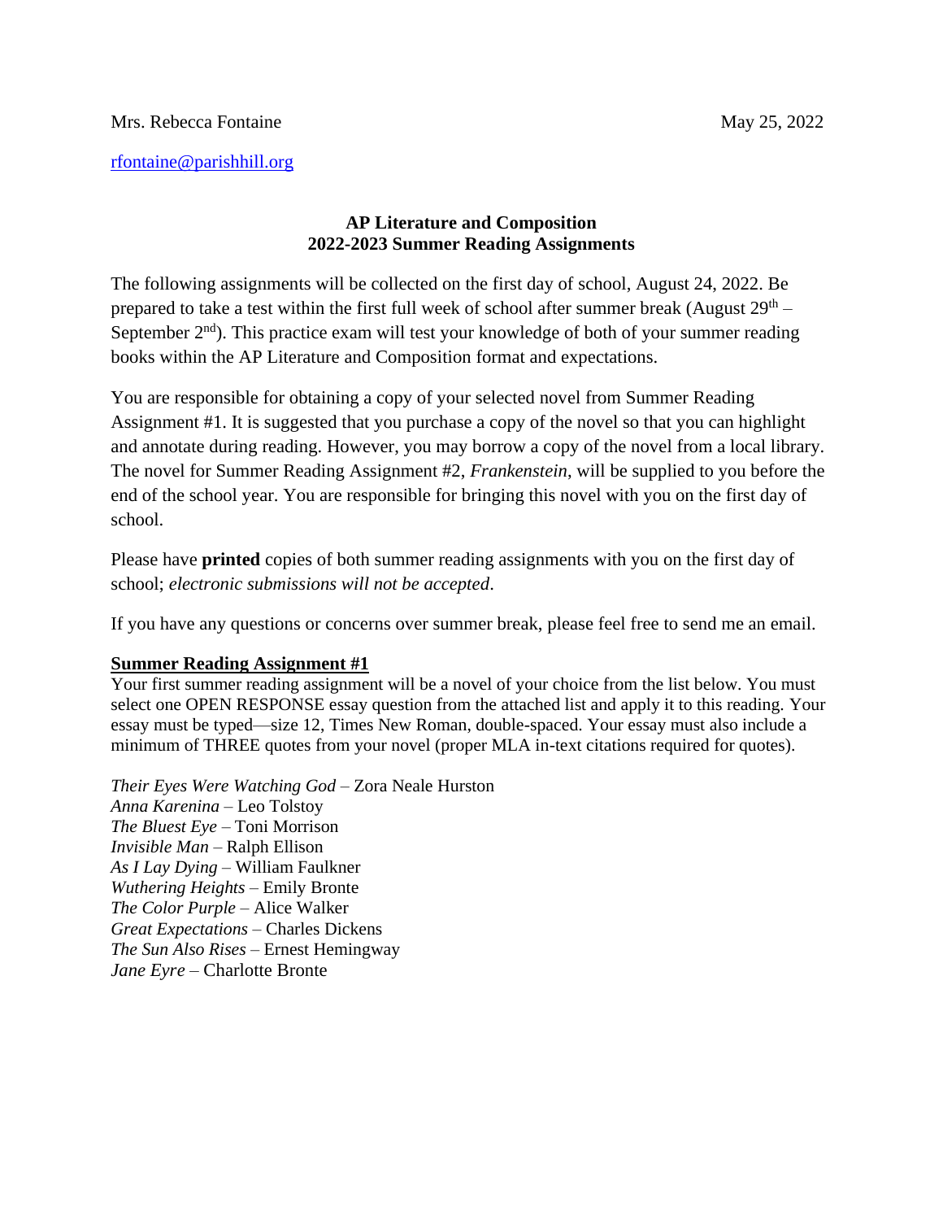Mrs. Rebecca Fontaine May 25, 2022

rfontaine@parishhill.org

**AP Literature and Composition**
**2022-2023 Summer Reading Assignments**

The following assignments will be collected on the first day of school, August 24, 2022. Be prepared to take a test within the first full week of school after summer break (August 29th – September 2nd). This practice exam will test your knowledge of both of your summer reading books within the AP Literature and Composition format and expectations.

You are responsible for obtaining a copy of your selected novel from Summer Reading Assignment #1. It is suggested that you purchase a copy of the novel so that you can highlight and annotate during reading. However, you may borrow a copy of the novel from a local library. The novel for Summer Reading Assignment #2, *Frankenstein*, will be supplied to you before the end of the school year. You are responsible for bringing this novel with you on the first day of school.

Please have **printed** copies of both summer reading assignments with you on the first day of school; *electronic submissions will not be accepted*.

If you have any questions or concerns over summer break, please feel free to send me an email.

**<u>Summer Reading Assignment #1</u>**

Your first summer reading assignment will be a novel of your choice from the list below. You must select one OPEN RESPONSE essay question from the attached list and apply it to this reading. Your essay must be typed—size 12, Times New Roman, double-spaced. Your essay must also include a minimum of THREE quotes from your novel (proper MLA in-text citations required for quotes).

*Their Eyes Were Watching God* – Zora Neale Hurston
*Anna Karenina* – Leo Tolstoy
*The Bluest Eye* – Toni Morrison
*Invisible Man* – Ralph Ellison
*As I Lay Dying* – William Faulkner
*Wuthering Heights* – Emily Bronte
*The Color Purple* – Alice Walker
*Great Expectations* – Charles Dickens
*The Sun Also Rises* – Ernest Hemingway
*Jane Eyre* – Charlotte Bronte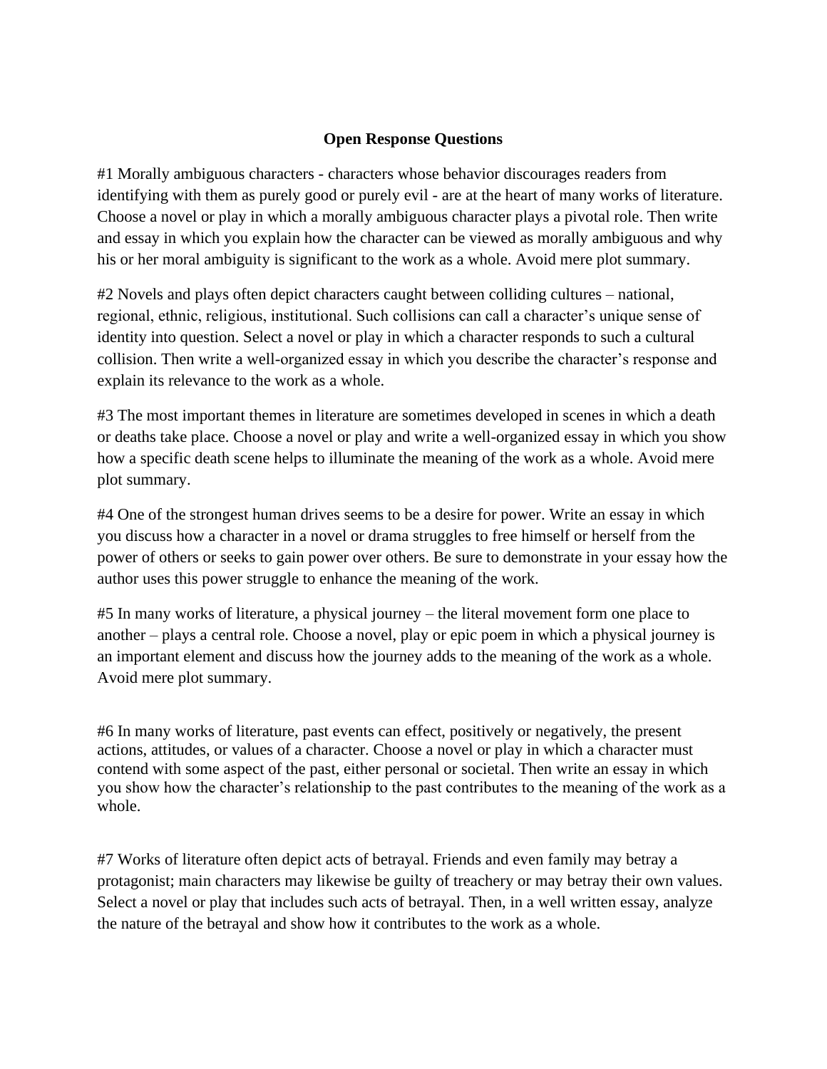**Open Response Questions**

#1 Morally ambiguous characters - characters whose behavior discourages readers from identifying with them as purely good or purely evil - are at the heart of many works of literature. Choose a novel or play in which a morally ambiguous character plays a pivotal role. Then write and essay in which you explain how the character can be viewed as morally ambiguous and why his or her moral ambiguity is significant to the work as a whole. Avoid mere plot summary.

#2 Novels and plays often depict characters caught between colliding cultures – national, regional, ethnic, religious, institutional. Such collisions can call a character's unique sense of identity into question. Select a novel or play in which a character responds to such a cultural collision. Then write a well-organized essay in which you describe the character's response and explain its relevance to the work as a whole.

#3 The most important themes in literature are sometimes developed in scenes in which a death or deaths take place. Choose a novel or play and write a well-organized essay in which you show how a specific death scene helps to illuminate the meaning of the work as a whole. Avoid mere plot summary.

#4 One of the strongest human drives seems to be a desire for power. Write an essay in which you discuss how a character in a novel or drama struggles to free himself or herself from the power of others or seeks to gain power over others. Be sure to demonstrate in your essay how the author uses this power struggle to enhance the meaning of the work.

#5 In many works of literature, a physical journey – the literal movement form one place to another – plays a central role. Choose a novel, play or epic poem in which a physical journey is an important element and discuss how the journey adds to the meaning of the work as a whole. Avoid mere plot summary.

#6 In many works of literature, past events can effect, positively or negatively, the present actions, attitudes, or values of a character. Choose a novel or play in which a character must contend with some aspect of the past, either personal or societal. Then write an essay in which you show how the character's relationship to the past contributes to the meaning of the work as a whole.

#7 Works of literature often depict acts of betrayal. Friends and even family may betray a protagonist; main characters may likewise be guilty of treachery or may betray their own values. Select a novel or play that includes such acts of betrayal. Then, in a well written essay, analyze the nature of the betrayal and show how it contributes to the work as a whole.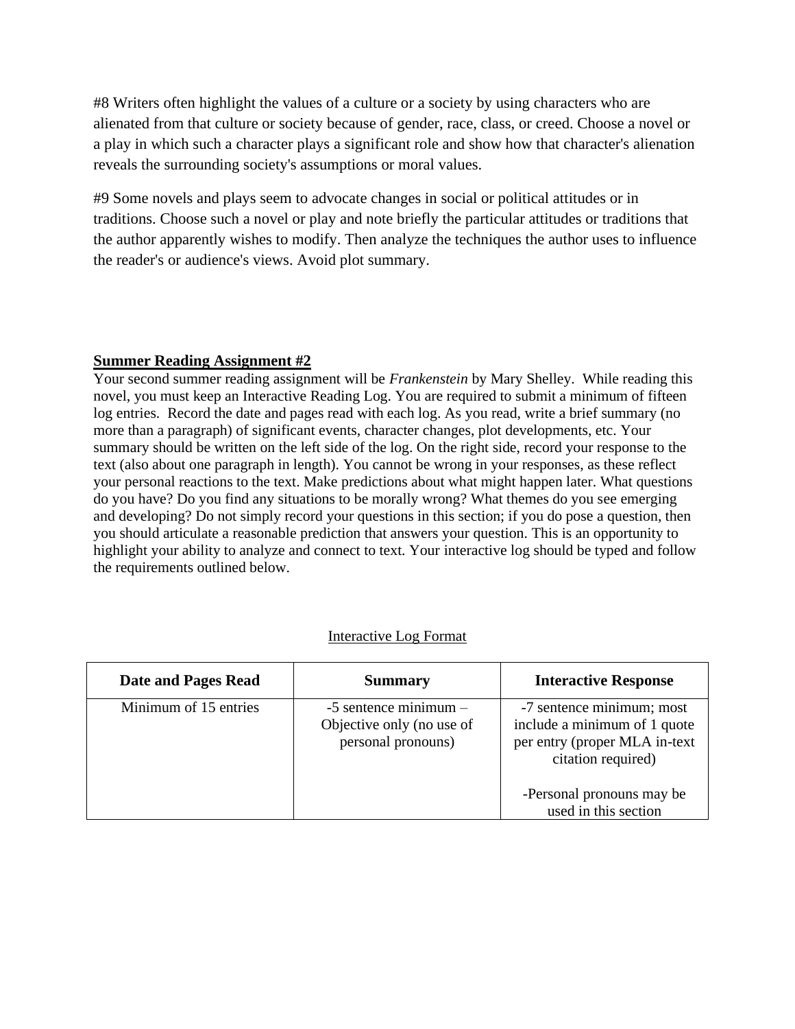#8 Writers often highlight the values of a culture or a society by using characters who are alienated from that culture or society because of gender, race, class, or creed. Choose a novel or a play in which such a character plays a significant role and show how that character's alienation reveals the surrounding society's assumptions or moral values.

#9 Some novels and plays seem to advocate changes in social or political attitudes or in traditions. Choose such a novel or play and note briefly the particular attitudes or traditions that the author apparently wishes to modify. Then analyze the techniques the author uses to influence the reader's or audience's views. Avoid plot summary.

**Summer Reading Assignment #2**

Your second summer reading assignment will be *Frankenstein* by Mary Shelley. While reading this novel, you must keep an Interactive Reading Log. You are required to submit a minimum of fifteen log entries. Record the date and pages read with each log. As you read, write a brief summary (no more than a paragraph) of significant events, character changes, plot developments, etc. Your summary should be written on the left side of the log. On the right side, record your response to the text (also about one paragraph in length). You cannot be wrong in your responses, as these reflect your personal reactions to the text. Make predictions about what might happen later. What questions do you have? Do you find any situations to be morally wrong? What themes do you see emerging and developing? Do not simply record your questions in this section; if you do pose a question, then you should articulate a reasonable prediction that answers your question. This is an opportunity to highlight your ability to analyze and connect to text. Your interactive log should be typed and follow the requirements outlined below.

Interactive Log Format

| Date and Pages Read | Summary | Interactive Response |
|---|---|---|
| Minimum of 15 entries | -5 sentence minimum – Objective only (no use of personal pronouns) | -7 sentence minimum; most include a minimum of 1 quote per entry (proper MLA in-text citation required)<br><br>-Personal pronouns may be used in this section |